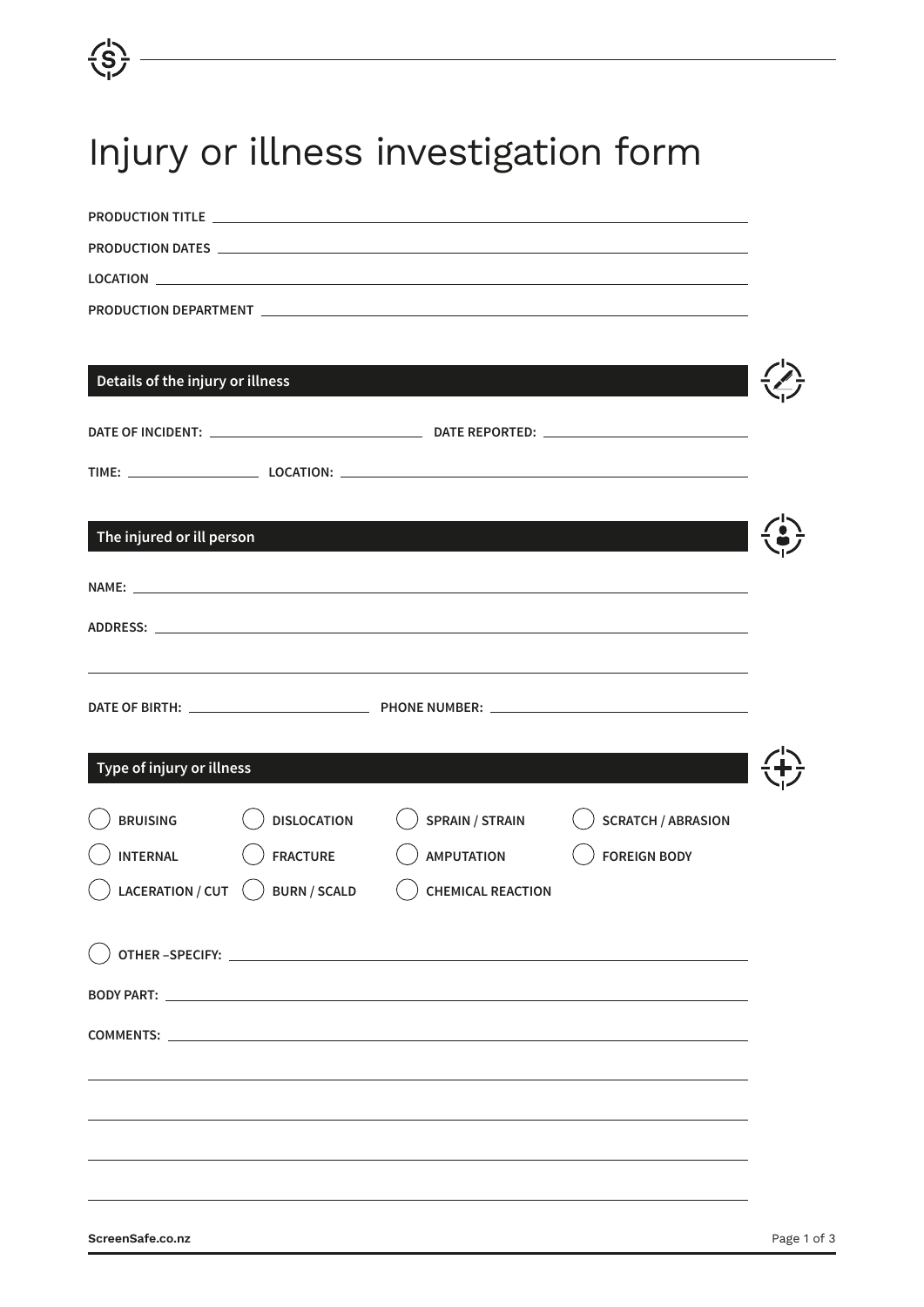# Injury or illness investigation form

**PRODUCTION TITLE** \_\_\_\_\_\_\_\_\_\_\_\_\_\_\_\_\_\_\_\_\_\_\_\_\_\_\_\_\_\_\_\_\_\_\_\_\_\_\_\_

**PRODUCTION DATES** \_\_\_\_\_\_\_\_\_\_\_\_\_\_\_\_\_\_\_\_\_\_\_\_\_\_\_\_\_\_\_\_\_\_\_\_\_\_\_\_

**LOCATION** \_\_\_\_\_\_\_\_\_\_\_\_\_\_\_\_\_\_\_\_\_\_\_\_\_\_\_\_\_\_\_\_\_\_\_\_\_\_\_\_

**PRODUCTION DEPARTMENT** \_\_\_\_\_\_\_\_\_\_\_\_\_\_\_\_\_\_\_\_\_\_\_\_\_\_\_\_\_\_\_\_\_\_\_\_\_\_\_\_

## Details of the injury or illness

**DATE OF INCIDENT:** \_\_\_\_\_\_\_\_\_\_\_\_\_\_\_\_\_\_\_\_ **DATE REPORTED:** \_\_\_\_\_\_\_\_\_\_\_\_\_\_\_\_\_\_\_\_

**TIME:** \_\_\_\_\_\_\_\_\_\_\_\_ **LOCATION:** \_\_\_\_\_\_\_\_\_\_\_\_\_\_\_\_\_\_\_\_\_\_\_\_\_\_\_\_\_\_\_\_\_\_\_\_

## The injured or ill person

**NAME:** \_\_\_\_\_\_\_\_\_\_\_\_\_\_\_\_\_\_\_\_\_\_\_\_\_\_\_\_\_\_\_\_\_\_\_\_\_\_\_\_

**ADDRESS:** \_\_\_\_\_\_\_\_\_\_\_\_\_\_\_\_\_\_\_\_\_\_\_\_\_\_\_\_\_\_\_\_\_\_\_\_\_\_\_\_

\_\_\_\_\_\_\_\_\_\_\_\_\_\_\_\_\_\_\_\_\_\_\_\_\_\_\_\_\_\_\_\_\_\_\_\_\_\_\_\_\_\_\_\_\_\_\_\_

**DATE OF BIRTH:** \_\_\_\_\_\_\_\_\_\_\_\_\_\_\_\_\_\_\_\_ **PHONE NUMBER:** \_\_\_\_\_\_\_\_\_\_\_\_\_\_\_\_\_\_\_\_

## Type of injury or illness

- ◯ **BRUISING**
- ◯ **DISLOCATION**
- ◯ **SPRAIN / STRAIN**
- ◯ **SCRATCH / ABRASION**
- ◯ **INTERNAL**
- ◯ **FRACTURE**
- ◯ **AMPUTATION**
- ◯ **FOREIGN BODY**
- ◯ **LACERATION / CUT**
- ◯ **BURN / SCALD**
- ◯ **CHEMICAL REACTION**

◯ **OTHER –SPECIFY:** \_\_\_\_\_\_\_\_\_\_\_\_\_\_\_\_\_\_\_\_\_\_\_\_\_\_\_\_\_\_\_\_\_\_\_\_\_\_\_\_

**BODY PART:** \_\_\_\_\_\_\_\_\_\_\_\_\_\_\_\_\_\_\_\_\_\_\_\_\_\_\_\_\_\_\_\_\_\_\_\_\_\_\_\_

**COMMENTS:** \_\_\_\_\_\_\_\_\_\_\_\_\_\_\_\_\_\_\_\_\_\_\_\_\_\_\_\_\_\_\_\_\_\_\_\_\_\_\_\_

\_\_\_\_\_\_\_\_\_\_\_\_\_\_\_\_\_\_\_\_\_\_\_\_\_\_\_\_\_\_\_\_\_\_\_\_\_\_\_\_\_\_\_\_\_\_\_\_

\_\_\_\_\_\_\_\_\_\_\_\_\_\_\_\_\_\_\_\_\_\_\_\_\_\_\_\_\_\_\_\_\_\_\_\_\_\_\_\_\_\_\_\_\_\_\_\_

\_\_\_\_\_\_\_\_\_\_\_\_\_\_\_\_\_\_\_\_\_\_\_\_\_\_\_\_\_\_\_\_\_\_\_\_\_\_\_\_\_\_\_\_\_\_\_\_

\_\_\_\_\_\_\_\_\_\_\_\_\_\_\_\_\_\_\_\_\_\_\_\_\_\_\_\_\_\_\_\_\_\_\_\_\_\_\_\_\_\_\_\_\_\_\_\_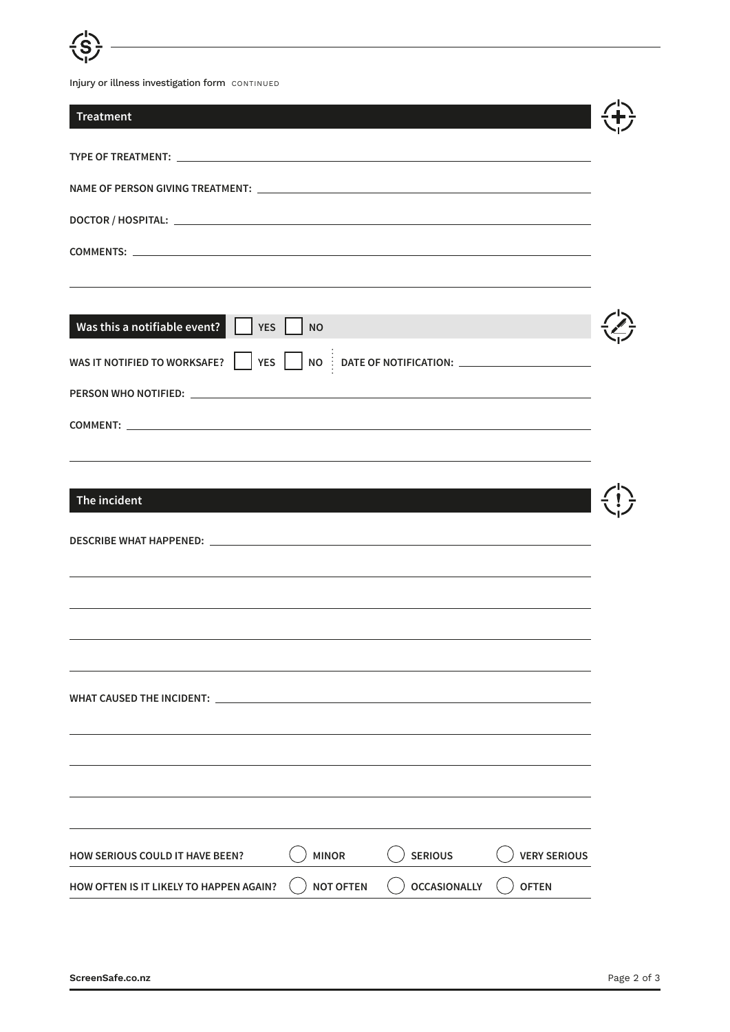Injury or illness investigation form CONTINUED

## Treatment

**TYPE OF TREATMENT:** ____________________

**NAME OF PERSON GIVING TREATMENT:** ____________________

**DOCTOR / HOSPITAL:** ____________________

**COMMENTS:** ____________________

____________________

## Was this a notifiable event? ☐ YES ☐ NO

**WAS IT NOTIFIED TO WORKSAFE?** ☐ YES ☐ NO **DATE OF NOTIFICATION:** ____________________

**PERSON WHO NOTIFIED:** ____________________

**COMMENT:** ____________________

____________________

## The incident

**DESCRIBE WHAT HAPPENED:** ____________________

____________________

____________________

____________________

____________________

**WHAT CAUSED THE INCIDENT:** ____________________

____________________

____________________

____________________

____________________

**HOW SERIOUS COULD IT HAVE BEEN?** ◯ MINOR ◯ SERIOUS ◯ VERY SERIOUS

**HOW OFTEN IS IT LIKELY TO HAPPEN AGAIN?** ◯ NOT OFTEN ◯ OCCASIONALLY ◯ OFTEN

ScreenSafe.co.nz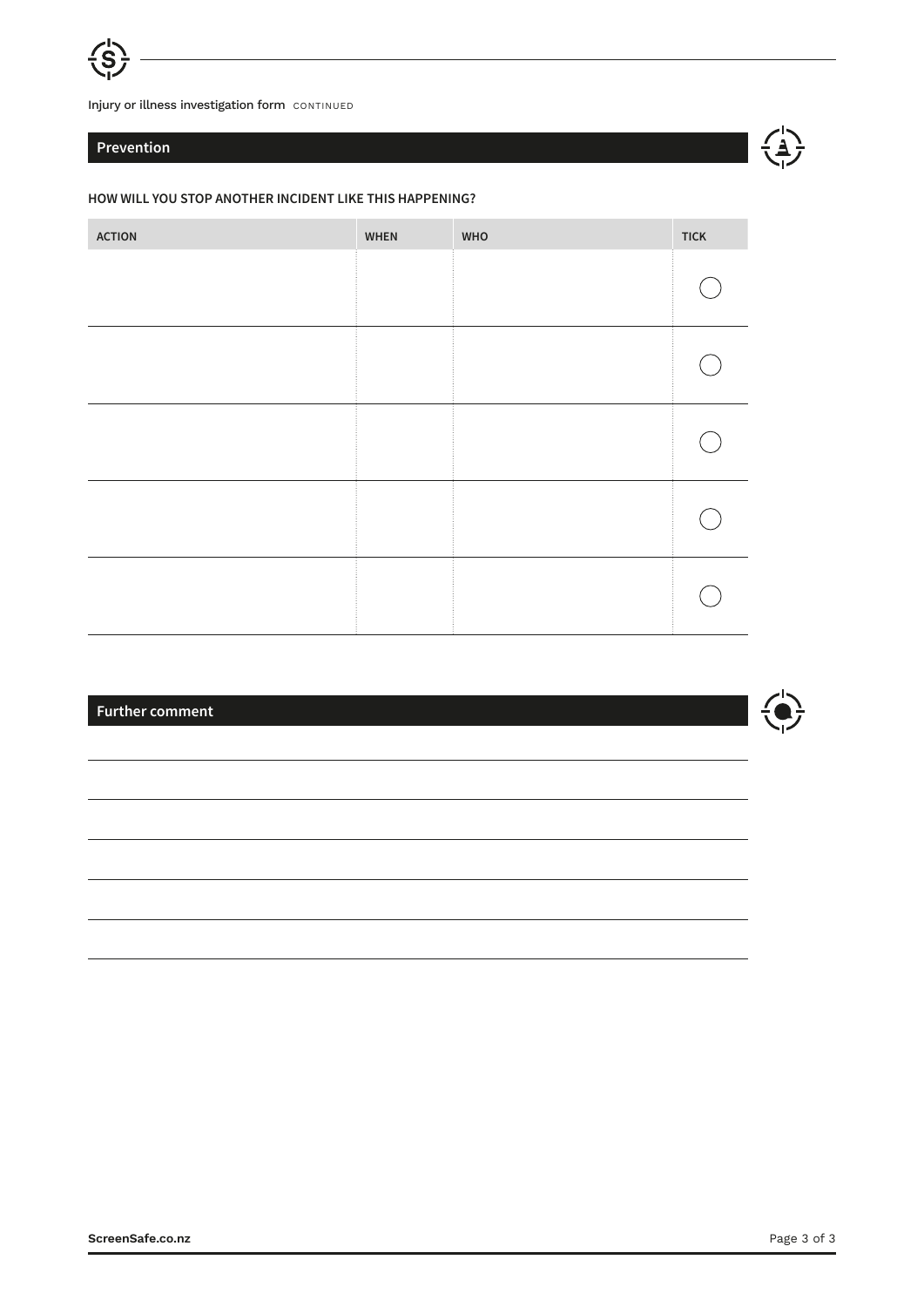Injury or illness investigation form CONTINUED

## Prevention

**HOW WILL YOU STOP ANOTHER INCIDENT LIKE THIS HAPPENING?**

| ACTION | WHEN | WHO | TICK |
| --- | --- | --- | --- |
| | | | ◯ |
| | | | ◯ |
| | | | ◯ |
| | | | ◯ |
| | | | ◯ |

## Further comment

ScreenSafe.co.nz